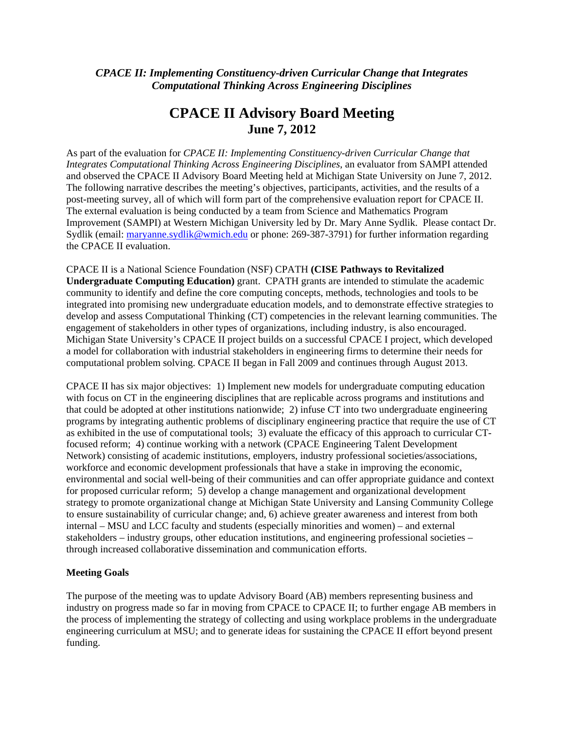*CPACE II: Implementing Constituency-driven Curricular Change that Integrates Computational Thinking Across Engineering Disciplines*

# CPACE II Advisory Board Meeting
## June 7, 2012

As part of the evaluation for *CPACE II: Implementing Constituency-driven Curricular Change that Integrates Computational Thinking Across Engineering Disciplines*, an evaluator from SAMPI attended and observed the CPACE II Advisory Board Meeting held at Michigan State University on June 7, 2012. The following narrative describes the meeting's objectives, participants, activities, and the results of a post-meeting survey, all of which will form part of the comprehensive evaluation report for CPACE II. The external evaluation is being conducted by a team from Science and Mathematics Program Improvement (SAMPI) at Western Michigan University led by Dr. Mary Anne Sydlik. Please contact Dr. Sydlik (email: maryanne.sydlik@wmich.edu or phone: 269-387-3791) for further information regarding the CPACE II evaluation.

CPACE II is a National Science Foundation (NSF) CPATH **(CISE Pathways to Revitalized Undergraduate Computing Education)** grant. CPATH grants are intended to stimulate the academic community to identify and define the core computing concepts, methods, technologies and tools to be integrated into promising new undergraduate education models, and to demonstrate effective strategies to develop and assess Computational Thinking (CT) competencies in the relevant learning communities. The engagement of stakeholders in other types of organizations, including industry, is also encouraged. Michigan State University's CPACE II project builds on a successful CPACE I project, which developed a model for collaboration with industrial stakeholders in engineering firms to determine their needs for computational problem solving. CPACE II began in Fall 2009 and continues through August 2013.

CPACE II has six major objectives: 1) Implement new models for undergraduate computing education with focus on CT in the engineering disciplines that are replicable across programs and institutions and that could be adopted at other institutions nationwide; 2) infuse CT into two undergraduate engineering programs by integrating authentic problems of disciplinary engineering practice that require the use of CT as exhibited in the use of computational tools; 3) evaluate the efficacy of this approach to curricular CT-focused reform; 4) continue working with a network (CPACE Engineering Talent Development Network) consisting of academic institutions, employers, industry professional societies/associations, workforce and economic development professionals that have a stake in improving the economic, environmental and social well-being of their communities and can offer appropriate guidance and context for proposed curricular reform; 5) develop a change management and organizational development strategy to promote organizational change at Michigan State University and Lansing Community College to ensure sustainability of curricular change; and, 6) achieve greater awareness and interest from both internal – MSU and LCC faculty and students (especially minorities and women) – and external stakeholders – industry groups, other education institutions, and engineering professional societies – through increased collaborative dissemination and communication efforts.

**Meeting Goals**

The purpose of the meeting was to update Advisory Board (AB) members representing business and industry on progress made so far in moving from CPACE to CPACE II; to further engage AB members in the process of implementing the strategy of collecting and using workplace problems in the undergraduate engineering curriculum at MSU; and to generate ideas for sustaining the CPACE II effort beyond present funding.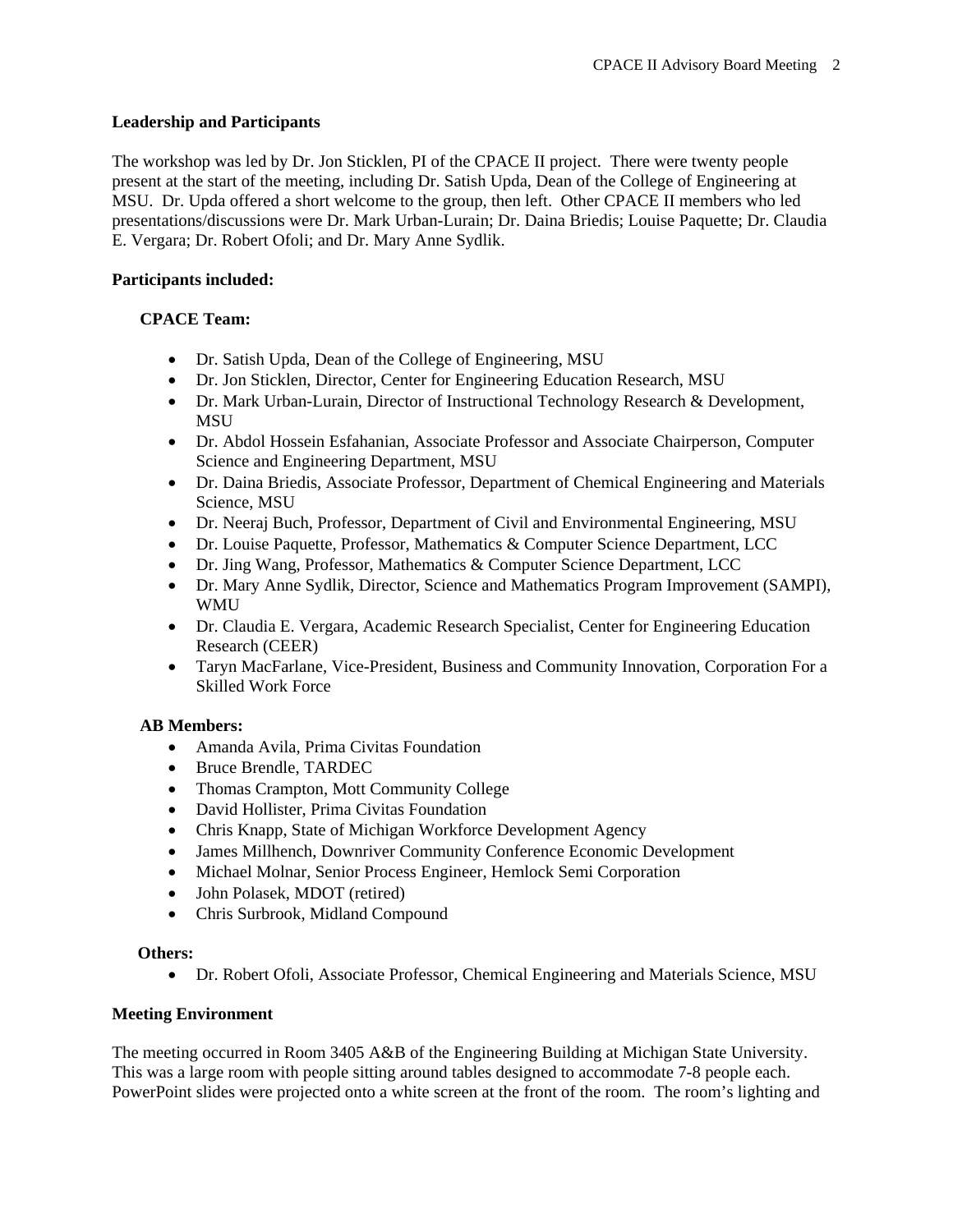**Leadership and Participants**

The workshop was led by Dr. Jon Sticklen, PI of the CPACE II project. There were twenty people present at the start of the meeting, including Dr. Satish Upda, Dean of the College of Engineering at MSU. Dr. Upda offered a short welcome to the group, then left. Other CPACE II members who led presentations/discussions were Dr. Mark Urban-Lurain; Dr. Daina Briedis; Louise Paquette; Dr. Claudia E. Vergara; Dr. Robert Ofoli; and Dr. Mary Anne Sydlik.

**Participants included:**

**CPACE Team:**

- Dr. Satish Upda, Dean of the College of Engineering, MSU
- Dr. Jon Sticklen, Director, Center for Engineering Education Research, MSU
- Dr. Mark Urban-Lurain, Director of Instructional Technology Research & Development, MSU
- Dr. Abdol Hossein Esfahanian, Associate Professor and Associate Chairperson, Computer Science and Engineering Department, MSU
- Dr. Daina Briedis, Associate Professor, Department of Chemical Engineering and Materials Science, MSU
- Dr. Neeraj Buch, Professor, Department of Civil and Environmental Engineering, MSU
- Dr. Louise Paquette, Professor, Mathematics & Computer Science Department, LCC
- Dr. Jing Wang, Professor, Mathematics & Computer Science Department, LCC
- Dr. Mary Anne Sydlik, Director, Science and Mathematics Program Improvement (SAMPI), WMU
- Dr. Claudia E. Vergara, Academic Research Specialist, Center for Engineering Education Research (CEER)
- Taryn MacFarlane, Vice-President, Business and Community Innovation, Corporation For a Skilled Work Force

**AB Members:**

- Amanda Avila, Prima Civitas Foundation
- Bruce Brendle, TARDEC
- Thomas Crampton, Mott Community College
- David Hollister, Prima Civitas Foundation
- Chris Knapp, State of Michigan Workforce Development Agency
- James Millhench, Downriver Community Conference Economic Development
- Michael Molnar, Senior Process Engineer, Hemlock Semi Corporation
- John Polasek, MDOT (retired)
- Chris Surbrook, Midland Compound

**Others:**

- Dr. Robert Ofoli, Associate Professor, Chemical Engineering and Materials Science, MSU

**Meeting Environment**

The meeting occurred in Room 3405 A&B of the Engineering Building at Michigan State University. This was a large room with people sitting around tables designed to accommodate 7-8 people each. PowerPoint slides were projected onto a white screen at the front of the room. The room's lighting and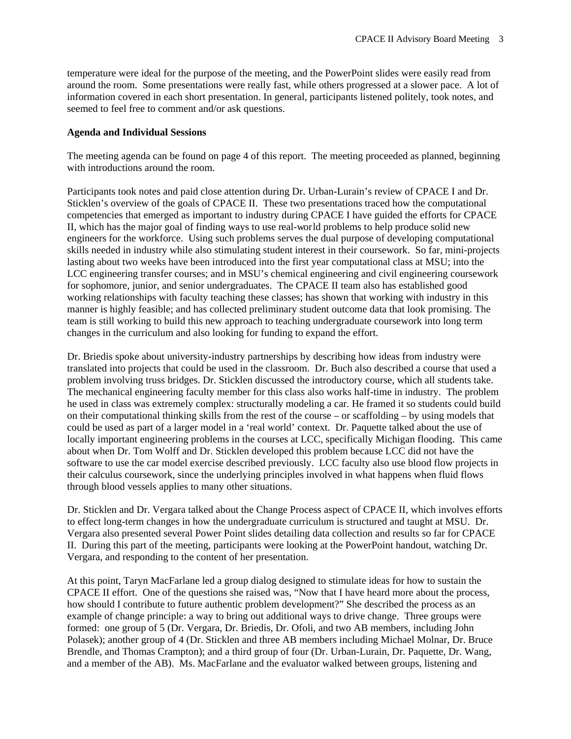temperature were ideal for the purpose of the meeting, and the PowerPoint slides were easily read from around the room. Some presentations were really fast, while others progressed at a slower pace. A lot of information covered in each short presentation. In general, participants listened politely, took notes, and seemed to feel free to comment and/or ask questions.

**Agenda and Individual Sessions**

The meeting agenda can be found on page 4 of this report. The meeting proceeded as planned, beginning with introductions around the room.

Participants took notes and paid close attention during Dr. Urban-Lurain's review of CPACE I and Dr. Sticklen's overview of the goals of CPACE II. These two presentations traced how the computational competencies that emerged as important to industry during CPACE I have guided the efforts for CPACE II, which has the major goal of finding ways to use real-world problems to help produce solid new engineers for the workforce. Using such problems serves the dual purpose of developing computational skills needed in industry while also stimulating student interest in their coursework. So far, mini-projects lasting about two weeks have been introduced into the first year computational class at MSU; into the LCC engineering transfer courses; and in MSU's chemical engineering and civil engineering coursework for sophomore, junior, and senior undergraduates. The CPACE II team also has established good working relationships with faculty teaching these classes; has shown that working with industry in this manner is highly feasible; and has collected preliminary student outcome data that look promising. The team is still working to build this new approach to teaching undergraduate coursework into long term changes in the curriculum and also looking for funding to expand the effort.

Dr. Briedis spoke about university-industry partnerships by describing how ideas from industry were translated into projects that could be used in the classroom. Dr. Buch also described a course that used a problem involving truss bridges. Dr. Sticklen discussed the introductory course, which all students take. The mechanical engineering faculty member for this class also works half-time in industry. The problem he used in class was extremely complex: structurally modeling a car. He framed it so students could build on their computational thinking skills from the rest of the course – or scaffolding – by using models that could be used as part of a larger model in a 'real world' context. Dr. Paquette talked about the use of locally important engineering problems in the courses at LCC, specifically Michigan flooding. This came about when Dr. Tom Wolff and Dr. Sticklen developed this problem because LCC did not have the software to use the car model exercise described previously. LCC faculty also use blood flow projects in their calculus coursework, since the underlying principles involved in what happens when fluid flows through blood vessels applies to many other situations.

Dr. Sticklen and Dr. Vergara talked about the Change Process aspect of CPACE II, which involves efforts to effect long-term changes in how the undergraduate curriculum is structured and taught at MSU. Dr. Vergara also presented several Power Point slides detailing data collection and results so far for CPACE II. During this part of the meeting, participants were looking at the PowerPoint handout, watching Dr. Vergara, and responding to the content of her presentation.

At this point, Taryn MacFarlane led a group dialog designed to stimulate ideas for how to sustain the CPACE II effort. One of the questions she raised was, "Now that I have heard more about the process, how should I contribute to future authentic problem development?" She described the process as an example of change principle: a way to bring out additional ways to drive change. Three groups were formed: one group of 5 (Dr. Vergara, Dr. Briedis, Dr. Ofoli, and two AB members, including John Polasek); another group of 4 (Dr. Sticklen and three AB members including Michael Molnar, Dr. Bruce Brendle, and Thomas Crampton); and a third group of four (Dr. Urban-Lurain, Dr. Paquette, Dr. Wang, and a member of the AB). Ms. MacFarlane and the evaluator walked between groups, listening and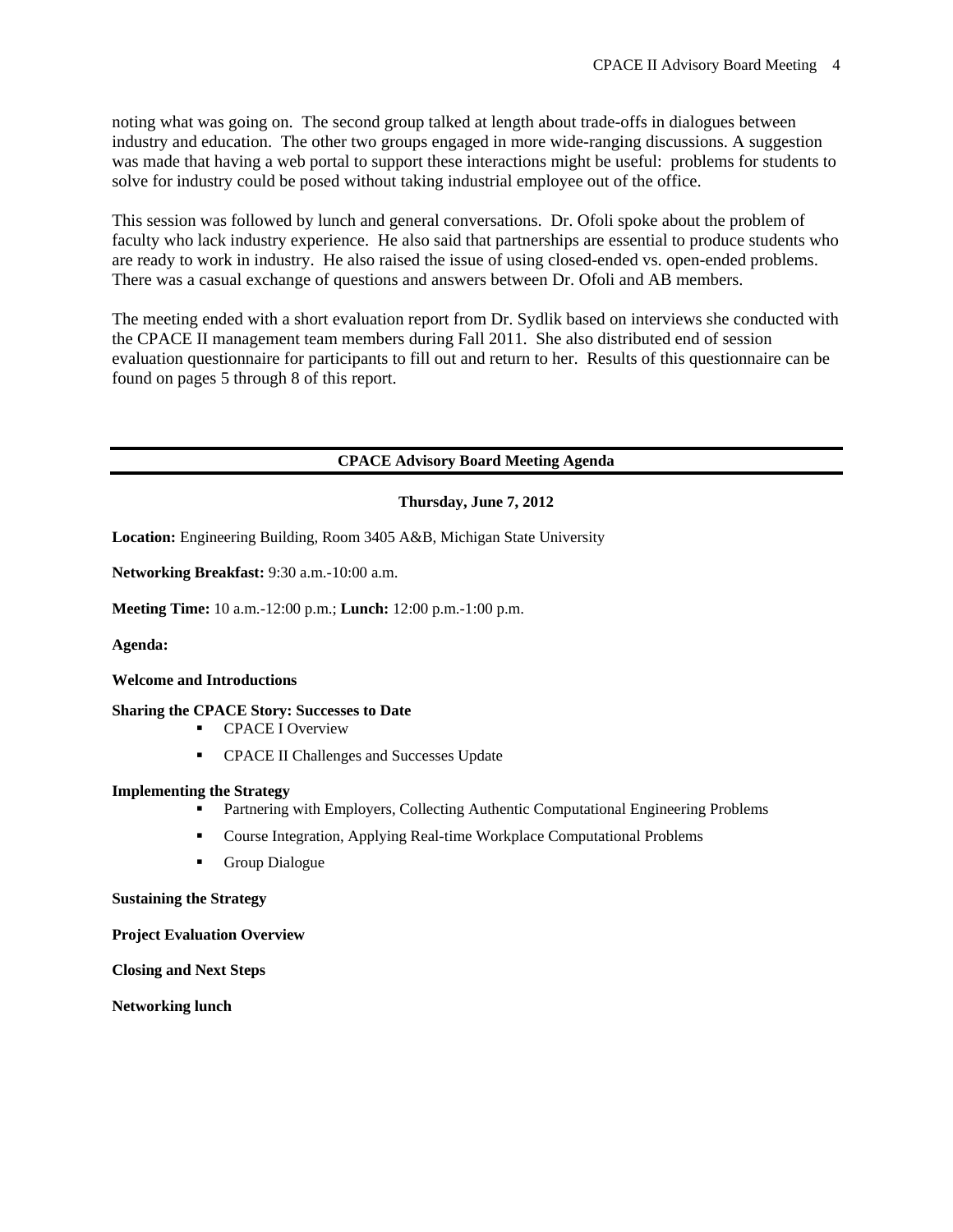noting what was going on. The second group talked at length about trade-offs in dialogues between industry and education. The other two groups engaged in more wide-ranging discussions. A suggestion was made that having a web portal to support these interactions might be useful: problems for students to solve for industry could be posed without taking industrial employee out of the office.

This session was followed by lunch and general conversations. Dr. Ofoli spoke about the problem of faculty who lack industry experience. He also said that partnerships are essential to produce students who are ready to work in industry. He also raised the issue of using closed-ended vs. open-ended problems. There was a casual exchange of questions and answers between Dr. Ofoli and AB members.

The meeting ended with a short evaluation report from Dr. Sydlik based on interviews she conducted with the CPACE II management team members during Fall 2011. She also distributed end of session evaluation questionnaire for participants to fill out and return to her. Results of this questionnaire can be found on pages 5 through 8 of this report.

---

## CPACE Advisory Board Meeting Agenda

---

**Thursday, June 7, 2012**

**Location:** Engineering Building, Room 3405 A&B, Michigan State University

**Networking Breakfast:** 9:30 a.m.-10:00 a.m.

**Meeting Time:** 10 a.m.-12:00 p.m.; **Lunch:** 12:00 p.m.-1:00 p.m.

**Agenda:**

**Welcome and Introductions**

**Sharing the CPACE Story: Successes to Date**

- CPACE I Overview
- CPACE II Challenges and Successes Update

**Implementing the Strategy**

- Partnering with Employers, Collecting Authentic Computational Engineering Problems
- Course Integration, Applying Real-time Workplace Computational Problems
- Group Dialogue

**Sustaining the Strategy**

**Project Evaluation Overview**

**Closing and Next Steps**

**Networking lunch**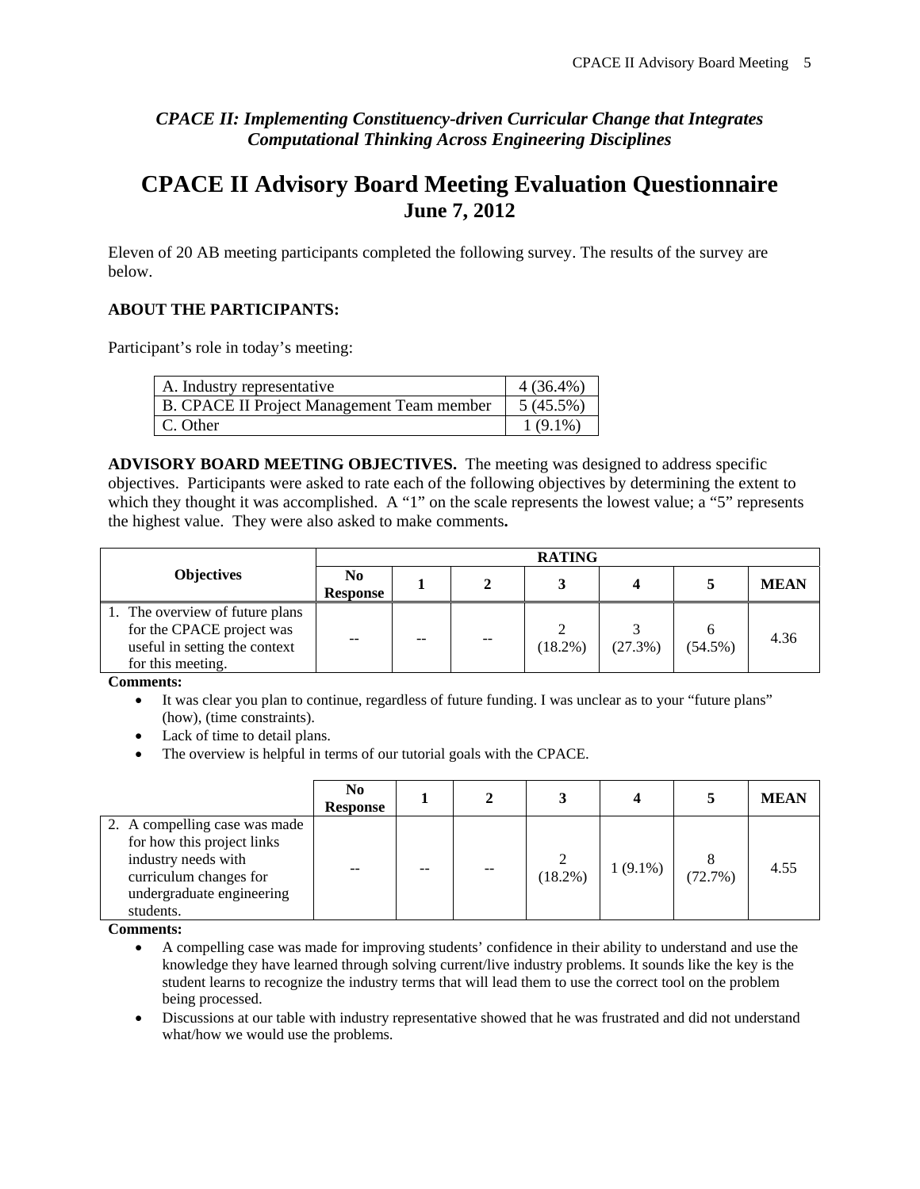*CPACE II: Implementing Constituency-driven Curricular Change that Integrates Computational Thinking Across Engineering Disciplines*

# CPACE II Advisory Board Meeting Evaluation Questionnaire

## June 7, 2012

Eleven of 20 AB meeting participants completed the following survey. The results of the survey are below.

**ABOUT THE PARTICIPANTS:**

Participant's role in today's meeting:

| | |
|---|---|
| A. Industry representative | 4 (36.4%) |
| B. CPACE II Project Management Team member | 5 (45.5%) |
| C. Other | 1 (9.1%) |

**ADVISORY BOARD MEETING OBJECTIVES.** The meeting was designed to address specific objectives. Participants were asked to rate each of the following objectives by determining the extent to which they thought it was accomplished. A "1" on the scale represents the lowest value; a "5" represents the highest value. They were also asked to make comments**.**

| Objectives | RATING | | | | | | |
|---|---|---|---|---|---|---|---|
| | No Response | 1 | 2 | 3 | 4 | 5 | MEAN |
| 1. The overview of future plans for the CPACE project was useful in setting the context for this meeting. | -- | -- | -- | 2 (18.2%) | 3 (27.3%) | 6 (54.5%) | 4.36 |

**Comments:**

- It was clear you plan to continue, regardless of future funding. I was unclear as to your "future plans" (how), (time constraints).
- Lack of time to detail plans.
- The overview is helpful in terms of our tutorial goals with the CPACE.

| | No Response | 1 | 2 | 3 | 4 | 5 | MEAN |
|---|---|---|---|---|---|---|---|
| 2. A compelling case was made for how this project links industry needs with curriculum changes for undergraduate engineering students. | -- | -- | -- | 2 (18.2%) | 1 (9.1%) | 8 (72.7%) | 4.55 |

**Comments:**

- A compelling case was made for improving students' confidence in their ability to understand and use the knowledge they have learned through solving current/live industry problems. It sounds like the key is the student learns to recognize the industry terms that will lead them to use the correct tool on the problem being processed.
- Discussions at our table with industry representative showed that he was frustrated and did not understand what/how we would use the problems.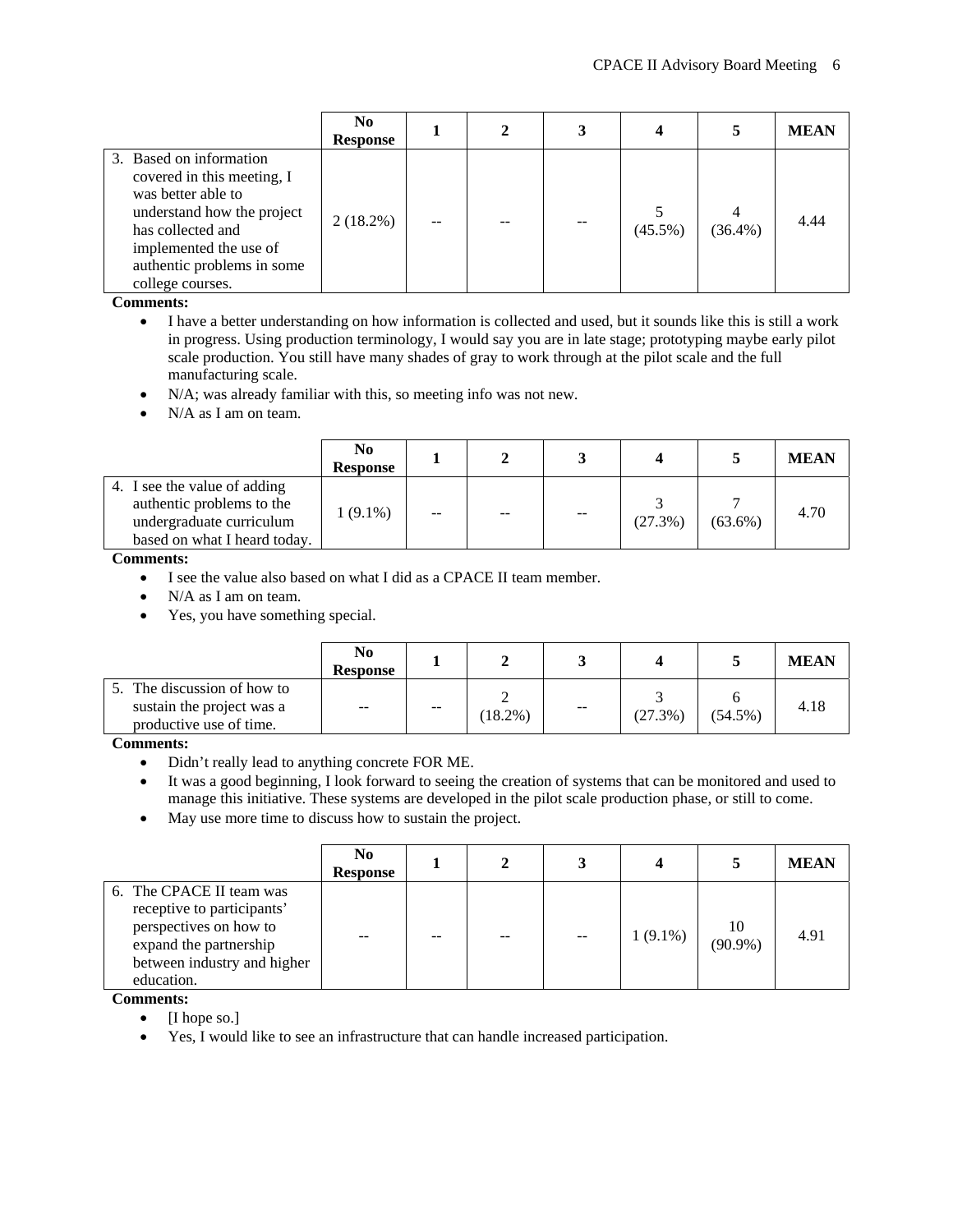| | No Response | 1 | 2 | 3 | 4 | 5 | MEAN |
|---|---|---|---|---|---|---|---|
| 3. Based on information covered in this meeting, I was better able to understand how the project has collected and implemented the use of authentic problems in some college courses. | 2 (18.2%) | -- | -- | -- | 5 (45.5%) | 4 (36.4%) | 4.44 |

**Comments:**

- I have a better understanding on how information is collected and used, but it sounds like this is still a work in progress. Using production terminology, I would say you are in late stage; prototyping maybe early pilot scale production. You still have many shades of gray to work through at the pilot scale and the full manufacturing scale.
- N/A; was already familiar with this, so meeting info was not new.
- N/A as I am on team.

| | No Response | 1 | 2 | 3 | 4 | 5 | MEAN |
|---|---|---|---|---|---|---|---|
| 4. I see the value of adding authentic problems to the undergraduate curriculum based on what I heard today. | 1 (9.1%) | -- | -- | -- | 3 (27.3%) | 7 (63.6%) | 4.70 |

**Comments:**

- I see the value also based on what I did as a CPACE II team member.
- N/A as I am on team.
- Yes, you have something special.

| | No Response | 1 | 2 | 3 | 4 | 5 | MEAN |
|---|---|---|---|---|---|---|---|
| 5. The discussion of how to sustain the project was a productive use of time. | -- | -- | 2 (18.2%) | -- | 3 (27.3%) | 6 (54.5%) | 4.18 |

**Comments:**

- Didn't really lead to anything concrete FOR ME.
- It was a good beginning, I look forward to seeing the creation of systems that can be monitored and used to manage this initiative. These systems are developed in the pilot scale production phase, or still to come.
- May use more time to discuss how to sustain the project.

| | No Response | 1 | 2 | 3 | 4 | 5 | MEAN |
|---|---|---|---|---|---|---|---|
| 6. The CPACE II team was receptive to participants' perspectives on how to expand the partnership between industry and higher education. | -- | -- | -- | -- | 1 (9.1%) | 10 (90.9%) | 4.91 |

**Comments:**

- [I hope so.]
- Yes, I would like to see an infrastructure that can handle increased participation.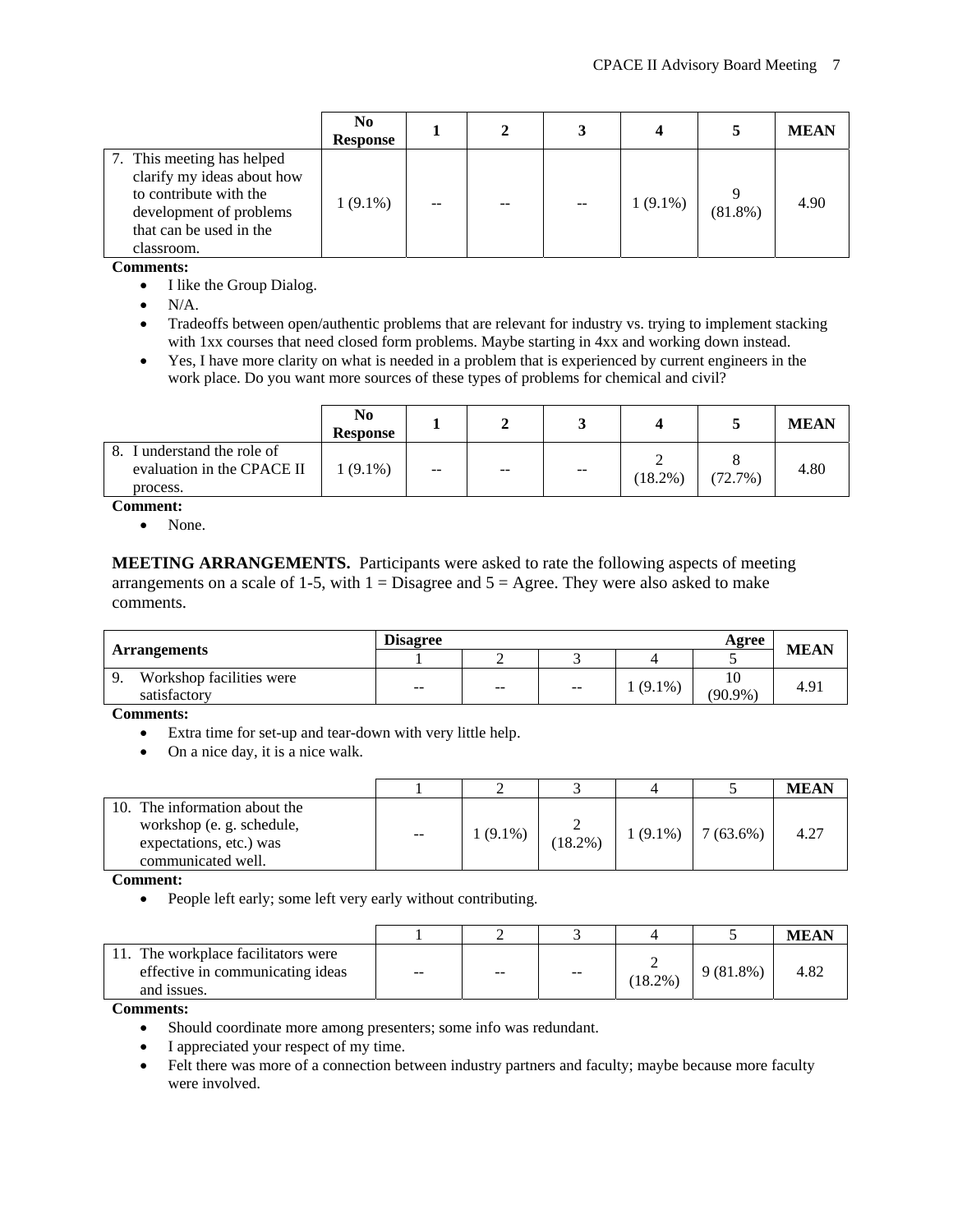| | No Response | 1 | 2 | 3 | 4 | 5 | MEAN |
|---|---|---|---|---|---|---|---|
| 7. This meeting has helped clarify my ideas about how to contribute with the development of problems that can be used in the classroom. | 1 (9.1%) | -- | -- | -- | 1 (9.1%) | 9 (81.8%) | 4.90 |

**Comments:**

- I like the Group Dialog.
- N/A.
- Tradeoffs between open/authentic problems that are relevant for industry vs. trying to implement stacking with 1xx courses that need closed form problems. Maybe starting in 4xx and working down instead.
- Yes, I have more clarity on what is needed in a problem that is experienced by current engineers in the work place. Do you want more sources of these types of problems for chemical and civil?

| | No Response | 1 | 2 | 3 | 4 | 5 | MEAN |
|---|---|---|---|---|---|---|---|
| 8. I understand the role of evaluation in the CPACE II process. | 1 (9.1%) | -- | -- | -- | 2 (18.2%) | 8 (72.7%) | 4.80 |

**Comment:**

- None.

**MEETING ARRANGEMENTS.** Participants were asked to rate the following aspects of meeting arrangements on a scale of 1-5, with 1 = Disagree and 5 = Agree. They were also asked to make comments.

| Arrangements | Disagree | | | | Agree | MEAN |
|---|---|---|---|---|---|---|
| | 1 | 2 | 3 | 4 | 5 | |
| 9. Workshop facilities were satisfactory | -- | -- | -- | 1 (9.1%) | 10 (90.9%) | 4.91 |

**Comments:**

- Extra time for set-up and tear-down with very little help.
- On a nice day, it is a nice walk.

| | 1 | 2 | 3 | 4 | 5 | MEAN |
|---|---|---|---|---|---|---|
| 10. The information about the workshop (e. g. schedule, expectations, etc.) was communicated well. | -- | 1 (9.1%) | 2 (18.2%) | 1 (9.1%) | 7 (63.6%) | 4.27 |

**Comment:**

- People left early; some left very early without contributing.

| | 1 | 2 | 3 | 4 | 5 | MEAN |
|---|---|---|---|---|---|---|
| 11. The workplace facilitators were effective in communicating ideas and issues. | -- | -- | -- | 2 (18.2%) | 9 (81.8%) | 4.82 |

**Comments:**

- Should coordinate more among presenters; some info was redundant.
- I appreciated your respect of my time.
- Felt there was more of a connection between industry partners and faculty; maybe because more faculty were involved.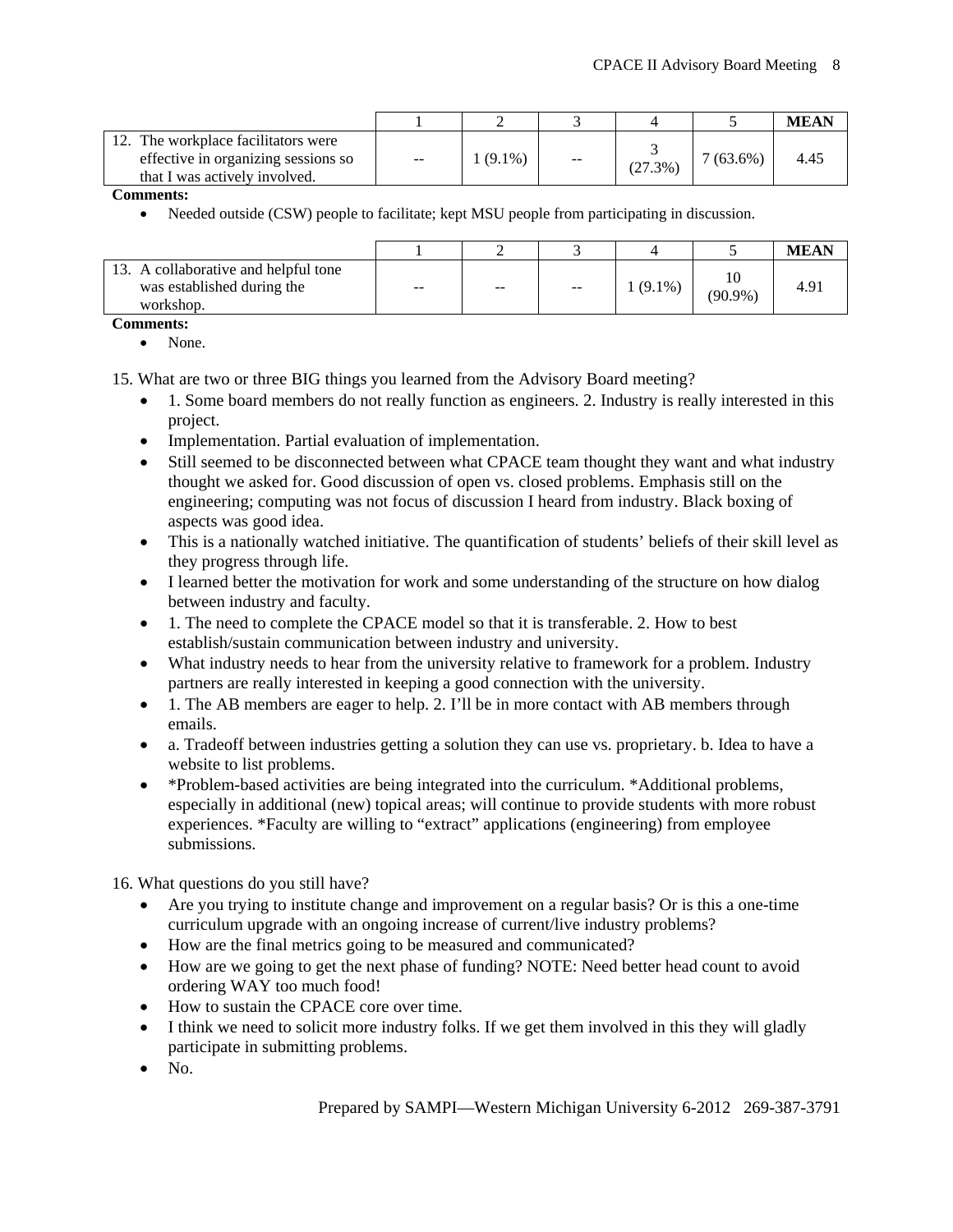| | 1 | 2 | 3 | 4 | 5 | MEAN |
|---|---|---|---|---|---|---|
| 12. The workplace facilitators were effective in organizing sessions so that I was actively involved. | -- | 1 (9.1%) | -- | 3 (27.3%) | 7 (63.6%) | 4.45 |

**Comments:**

- Needed outside (CSW) people to facilitate; kept MSU people from participating in discussion.

| | 1 | 2 | 3 | 4 | 5 | MEAN |
|---|---|---|---|---|---|---|
| 13. A collaborative and helpful tone was established during the workshop. | -- | -- | -- | 1 (9.1%) | 10 (90.9%) | 4.91 |

**Comments:**

- None.

15. What are two or three BIG things you learned from the Advisory Board meeting?

- 1. Some board members do not really function as engineers. 2. Industry is really interested in this project.
- Implementation. Partial evaluation of implementation.
- Still seemed to be disconnected between what CPACE team thought they want and what industry thought we asked for. Good discussion of open vs. closed problems. Emphasis still on the engineering; computing was not focus of discussion I heard from industry. Black boxing of aspects was good idea.
- This is a nationally watched initiative. The quantification of students' beliefs of their skill level as they progress through life.
- I learned better the motivation for work and some understanding of the structure on how dialog between industry and faculty.
- 1. The need to complete the CPACE model so that it is transferable. 2. How to best establish/sustain communication between industry and university.
- What industry needs to hear from the university relative to framework for a problem. Industry partners are really interested in keeping a good connection with the university.
- 1. The AB members are eager to help. 2. I'll be in more contact with AB members through emails.
- a. Tradeoff between industries getting a solution they can use vs. proprietary. b. Idea to have a website to list problems.
- *Problem-based activities are being integrated into the curriculum. *Additional problems, especially in additional (new) topical areas; will continue to provide students with more robust experiences. *Faculty are willing to "extract" applications (engineering) from employee submissions.

16. What questions do you still have?

- Are you trying to institute change and improvement on a regular basis? Or is this a one-time curriculum upgrade with an ongoing increase of current/live industry problems?
- How are the final metrics going to be measured and communicated?
- How are we going to get the next phase of funding? NOTE: Need better head count to avoid ordering WAY too much food!
- How to sustain the CPACE core over time.
- I think we need to solicit more industry folks. If we get them involved in this they will gladly participate in submitting problems.
- No.

Prepared by SAMPI—Western Michigan University 6-2012 269-387-3791